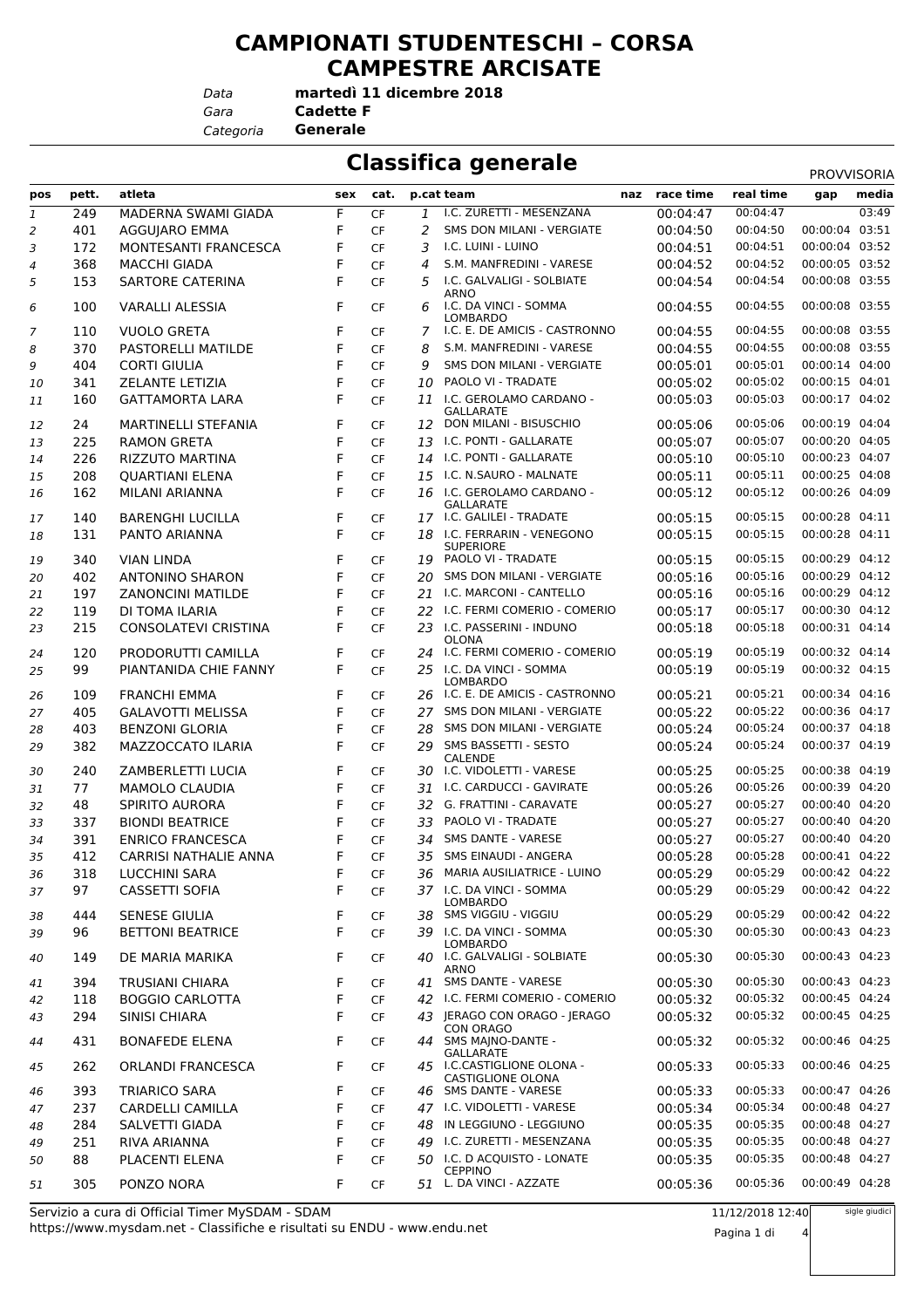# CAMPIONATI STUDENTESCHI – CORSA CAMPESTRE ARCISATE

*Data* **martedì 11 dicembre 2018**
*Gara* **Cadette F**
*Categoria* **Generale**

## Classifica generale

PROVVISORIA

| pos | pett. | atleta | sex | cat. | p.cat | team | naz | race time | real time | gap | media |
|---|---|---|---|---|---|---|---|---|---|---|---|
| 1 | 249 | MADERNA SWAMI GIADA | F | CF | 1 | I.C. ZURETTI - MESENZANA | | 00:04:47 | 00:04:47 | | 03:49 |
| 2 | 401 | AGGUJARO EMMA | F | CF | 2 | SMS DON MILANI - VERGIATE | | 00:04:50 | 00:04:50 | 00:00:04 | 03:51 |
| 3 | 172 | MONTESANTI FRANCESCA | F | CF | 3 | I.C. LUINI - LUINO | | 00:04:51 | 00:04:51 | 00:00:04 | 03:52 |
| 4 | 368 | MACCHI GIADA | F | CF | 4 | S.M. MANFREDINI - VARESE | | 00:04:52 | 00:04:52 | 00:00:05 | 03:52 |
| 5 | 153 | SARTORE CATERINA | F | CF | 5 | I.C. GALVALIGI - SOLBIATE ARNO | | 00:04:54 | 00:04:54 | 00:00:08 | 03:55 |
| 6 | 100 | VARALLI ALESSIA | F | CF | 6 | I.C. DA VINCI - SOMMA LOMBARDO | | 00:04:55 | 00:04:55 | 00:00:08 | 03:55 |
| 7 | 110 | VUOLO GRETA | F | CF | 7 | I.C. E. DE AMICIS - CASTRONNO | | 00:04:55 | 00:04:55 | 00:00:08 | 03:55 |
| 8 | 370 | PASTORELLI MATILDE | F | CF | 8 | S.M. MANFREDINI - VARESE | | 00:04:55 | 00:04:55 | 00:00:08 | 03:55 |
| 9 | 404 | CORTI GIULIA | F | CF | 9 | SMS DON MILANI - VERGIATE | | 00:05:01 | 00:05:01 | 00:00:14 | 04:00 |
| 10 | 341 | ZELANTE LETIZIA | F | CF | 10 | PAOLO VI - TRADATE | | 00:05:02 | 00:05:02 | 00:00:15 | 04:01 |
| 11 | 160 | GATTAMORTA LARA | F | CF | 11 | I.C. GEROLAMO CARDANO - GALLARATE | | 00:05:03 | 00:05:03 | 00:00:17 | 04:02 |
| 12 | 24 | MARTINELLI STEFANIA | F | CF | 12 | DON MILANI - BISUSCHIO | | 00:05:06 | 00:05:06 | 00:00:19 | 04:04 |
| 13 | 225 | RAMON GRETA | F | CF | 13 | I.C. PONTI - GALLARATE | | 00:05:07 | 00:05:07 | 00:00:20 | 04:05 |
| 14 | 226 | RIZZUTO MARTINA | F | CF | 14 | I.C. PONTI - GALLARATE | | 00:05:10 | 00:05:10 | 00:00:23 | 04:07 |
| 15 | 208 | QUARTIANI ELENA | F | CF | 15 | I.C. N.SAURO - MALNATE | | 00:05:11 | 00:05:11 | 00:00:25 | 04:08 |
| 16 | 162 | MILANI ARIANNA | F | CF | 16 | I.C. GEROLAMO CARDANO - GALLARATE | | 00:05:12 | 00:05:12 | 00:00:26 | 04:09 |
| 17 | 140 | BARENGHI LUCILLA | F | CF | 17 | I.C. GALILEI - TRADATE | | 00:05:15 | 00:05:15 | 00:00:28 | 04:11 |
| 18 | 131 | PANTO ARIANNA | F | CF | 18 | I.C. FERRARIN - VENEGONO SUPERIORE | | 00:05:15 | 00:05:15 | 00:00:28 | 04:11 |
| 19 | 340 | VIAN LINDA | F | CF | 19 | PAOLO VI - TRADATE | | 00:05:15 | 00:05:15 | 00:00:29 | 04:12 |
| 20 | 402 | ANTONINO SHARON | F | CF | 20 | SMS DON MILANI - VERGIATE | | 00:05:16 | 00:05:16 | 00:00:29 | 04:12 |
| 21 | 197 | ZANONCINI MATILDE | F | CF | 21 | I.C. MARCONI - CANTELLO | | 00:05:16 | 00:05:16 | 00:00:29 | 04:12 |
| 22 | 119 | DI TOMA ILARIA | F | CF | 22 | I.C. FERMI COMERIO - COMERIO | | 00:05:17 | 00:05:17 | 00:00:30 | 04:12 |
| 23 | 215 | CONSOLATEVI CRISTINA | F | CF | 23 | I.C. PASSERINI - INDUNO OLONA | | 00:05:18 | 00:05:18 | 00:00:31 | 04:14 |
| 24 | 120 | PRODORUTTI CAMILLA | F | CF | 24 | I.C. FERMI COMERIO - COMERIO | | 00:05:19 | 00:05:19 | 00:00:32 | 04:14 |
| 25 | 99 | PIANTANIDA CHIE FANNY | F | CF | 25 | I.C. DA VINCI - SOMMA LOMBARDO | | 00:05:19 | 00:05:19 | 00:00:32 | 04:15 |
| 26 | 109 | FRANCHI EMMA | F | CF | 26 | I.C. E. DE AMICIS - CASTRONNO | | 00:05:21 | 00:05:21 | 00:00:34 | 04:16 |
| 27 | 405 | GALAVOTTI MELISSA | F | CF | 27 | SMS DON MILANI - VERGIATE | | 00:05:22 | 00:05:22 | 00:00:36 | 04:17 |
| 28 | 403 | BENZONI GLORIA | F | CF | 28 | SMS DON MILANI - VERGIATE | | 00:05:24 | 00:05:24 | 00:00:37 | 04:18 |
| 29 | 382 | MAZZOCCATO ILARIA | F | CF | 29 | SMS BASSETTI - SESTO CALENDE | | 00:05:24 | 00:05:24 | 00:00:37 | 04:19 |
| 30 | 240 | ZAMBERLETTI LUCIA | F | CF | 30 | I.C. VIDOLETTI - VARESE | | 00:05:25 | 00:05:25 | 00:00:38 | 04:19 |
| 31 | 77 | MAMOLO CLAUDIA | F | CF | 31 | I.C. CARDUCCI - GAVIRATE | | 00:05:26 | 00:05:26 | 00:00:39 | 04:20 |
| 32 | 48 | SPIRITO AURORA | F | CF | 32 | G. FRATTINI - CARAVATE | | 00:05:27 | 00:05:27 | 00:00:40 | 04:20 |
| 33 | 337 | BIONDI BEATRICE | F | CF | 33 | PAOLO VI - TRADATE | | 00:05:27 | 00:05:27 | 00:00:40 | 04:20 |
| 34 | 391 | ENRICO FRANCESCA | F | CF | 34 | SMS DANTE - VARESE | | 00:05:27 | 00:05:27 | 00:00:40 | 04:20 |
| 35 | 412 | CARRISI NATHALIE ANNA | F | CF | 35 | SMS EINAUDI - ANGERA | | 00:05:28 | 00:05:28 | 00:00:41 | 04:22 |
| 36 | 318 | LUCCHINI SARA | F | CF | 36 | MARIA AUSILIATRICE - LUINO | | 00:05:29 | 00:05:29 | 00:00:42 | 04:22 |
| 37 | 97 | CASSETTI SOFIA | F | CF | 37 | I.C. DA VINCI - SOMMA LOMBARDO | | 00:05:29 | 00:05:29 | 00:00:42 | 04:22 |
| 38 | 444 | SENESE GIULIA | F | CF | 38 | SMS VIGGIU - VIGGIU | | 00:05:29 | 00:05:29 | 00:00:42 | 04:22 |
| 39 | 96 | BETTONI BEATRICE | F | CF | 39 | I.C. DA VINCI - SOMMA LOMBARDO | | 00:05:30 | 00:05:30 | 00:00:43 | 04:23 |
| 40 | 149 | DE MARIA MARIKA | F | CF | 40 | I.C. GALVALIGI - SOLBIATE ARNO | | 00:05:30 | 00:05:30 | 00:00:43 | 04:23 |
| 41 | 394 | TRUSIANI CHIARA | F | CF | 41 | SMS DANTE - VARESE | | 00:05:30 | 00:05:30 | 00:00:43 | 04:23 |
| 42 | 118 | BOGGIO CARLOTTA | F | CF | 42 | I.C. FERMI COMERIO - COMERIO | | 00:05:32 | 00:05:32 | 00:00:45 | 04:24 |
| 43 | 294 | SINISI CHIARA | F | CF | 43 | JERAGO CON ORAGO - JERAGO CON ORAGO | | 00:05:32 | 00:05:32 | 00:00:45 | 04:25 |
| 44 | 431 | BONAFEDE ELENA | F | CF | 44 | SMS MAJNO-DANTE - GALLARATE | | 00:05:32 | 00:05:32 | 00:00:46 | 04:25 |
| 45 | 262 | ORLANDI FRANCESCA | F | CF | 45 | I.C.CASTIGLIONE OLONA - CASTIGLIONE OLONA | | 00:05:33 | 00:05:33 | 00:00:46 | 04:25 |
| 46 | 393 | TRIARICO SARA | F | CF | 46 | SMS DANTE - VARESE | | 00:05:33 | 00:05:33 | 00:00:47 | 04:26 |
| 47 | 237 | CARDELLI CAMILLA | F | CF | 47 | I.C. VIDOLETTI - VARESE | | 00:05:34 | 00:05:34 | 00:00:48 | 04:27 |
| 48 | 284 | SALVETTI GIADA | F | CF | 48 | IN LEGGIUNO - LEGGIUNO | | 00:05:35 | 00:05:35 | 00:00:48 | 04:27 |
| 49 | 251 | RIVA ARIANNA | F | CF | 49 | I.C. ZURETTI - MESENZANA | | 00:05:35 | 00:05:35 | 00:00:48 | 04:27 |
| 50 | 88 | PLACENTI ELENA | F | CF | 50 | I.C. D ACQUISTO - LONATE CEPPINO | | 00:05:35 | 00:05:35 | 00:00:48 | 04:27 |
| 51 | 305 | PONZO NORA | F | CF | 51 | L. DA VINCI - AZZATE | | 00:05:36 | 00:05:36 | 00:00:49 | 04:28 |

Servizio a cura di Official Timer MySDAM - SDAM
https://www.mysdam.net - Classifiche e risultati su ENDU - www.endu.net

11/12/2018 12:40

sigle giudici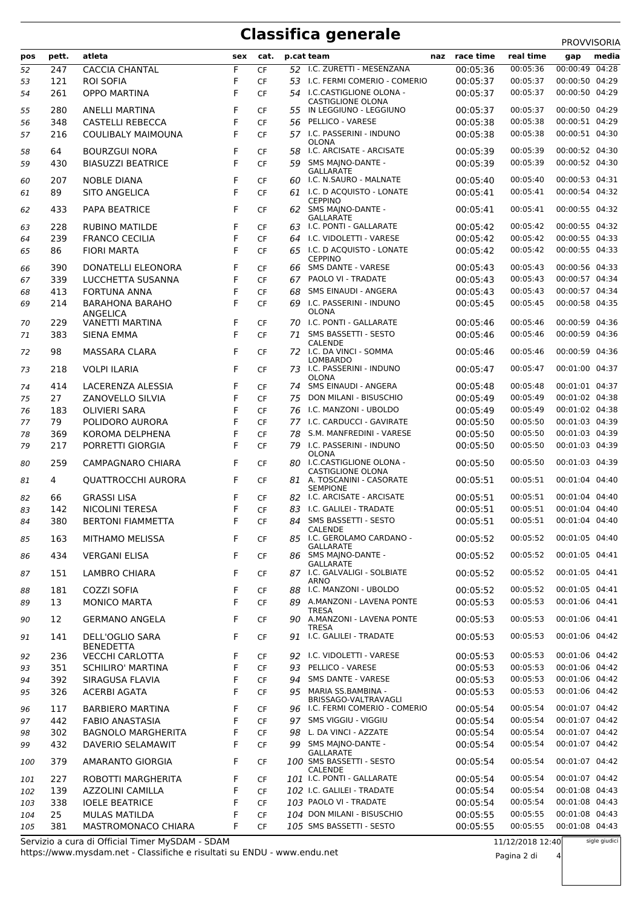# Classifica generale

PROVVISORIA

| pos | pett. | atleta | sex | cat. | p.cat | team | naz | race time | real time | gap | media |
|---|---|---|---|---|---|---|---|---|---|---|---|
| 52 | 247 | CACCIA CHANTAL | F | CF | 52 | I.C. ZURETTI - MESENZANA | | 00:05:36 | 00:05:36 | 00:00:49 | 04:28 |
| 53 | 121 | ROI SOFIA | F | CF | 53 | I.C. FERMI COMERIO - COMERIO | | 00:05:37 | 00:05:37 | 00:00:50 | 04:29 |
| 54 | 261 | OPPO MARTINA | F | CF | 54 | I.C.CASTIGLIONE OLONA - CASTIGLIONE OLONA | | 00:05:37 | 00:05:37 | 00:00:50 | 04:29 |
| 55 | 280 | ANELLI MARTINA | F | CF | 55 | IN LEGGIUNO - LEGGIUNO | | 00:05:37 | 00:05:37 | 00:00:50 | 04:29 |
| 56 | 348 | CASTELLI REBECCA | F | CF | 56 | PELLICO - VARESE | | 00:05:38 | 00:05:38 | 00:00:51 | 04:29 |
| 57 | 216 | COULIBALY MAIMOUNA | F | CF | 57 | I.C. PASSERINI - INDUNO OLONA | | 00:05:38 | 00:05:38 | 00:00:51 | 04:30 |
| 58 | 64 | BOURZGUI NORA | F | CF | 58 | I.C. ARCISATE - ARCISATE | | 00:05:39 | 00:05:39 | 00:00:52 | 04:30 |
| 59 | 430 | BIASUZZI BEATRICE | F | CF | 59 | SMS MAJNO-DANTE - GALLARATE | | 00:05:39 | 00:05:39 | 00:00:52 | 04:30 |
| 60 | 207 | NOBLE DIANA | F | CF | 60 | I.C. N.SAURO - MALNATE | | 00:05:40 | 00:05:40 | 00:00:53 | 04:31 |
| 61 | 89 | SITO ANGELICA | F | CF | 61 | I.C. D ACQUISTO - LONATE CEPPINO | | 00:05:41 | 00:05:41 | 00:00:54 | 04:32 |
| 62 | 433 | PAPA BEATRICE | F | CF | 62 | SMS MAJNO-DANTE - GALLARATE | | 00:05:41 | 00:05:41 | 00:00:55 | 04:32 |
| 63 | 228 | RUBINO MATILDE | F | CF | 63 | I.C. PONTI - GALLARATE | | 00:05:42 | 00:05:42 | 00:00:55 | 04:32 |
| 64 | 239 | FRANCO CECILIA | F | CF | 64 | I.C. VIDOLETTI - VARESE | | 00:05:42 | 00:05:42 | 00:00:55 | 04:33 |
| 65 | 86 | FIORI MARTA | F | CF | 65 | I.C. D ACQUISTO - LONATE CEPPINO | | 00:05:42 | 00:05:42 | 00:00:55 | 04:33 |
| 66 | 390 | DONATELLI ELEONORA | F | CF | 66 | SMS DANTE - VARESE | | 00:05:43 | 00:05:43 | 00:00:56 | 04:33 |
| 67 | 339 | LUCCHETTA SUSANNA | F | CF | 67 | PAOLO VI - TRADATE | | 00:05:43 | 00:05:43 | 00:00:57 | 04:34 |
| 68 | 413 | FORTUNA ANNA | F | CF | 68 | SMS EINAUDI - ANGERA | | 00:05:43 | 00:05:43 | 00:00:57 | 04:34 |
| 69 | 214 | BARAHONA BARAHO ANGELICA | F | CF | 69 | I.C. PASSERINI - INDUNO OLONA | | 00:05:45 | 00:05:45 | 00:00:58 | 04:35 |
| 70 | 229 | VANETTI MARTINA | F | CF | 70 | I.C. PONTI - GALLARATE | | 00:05:46 | 00:05:46 | 00:00:59 | 04:36 |
| 71 | 383 | SIENA EMMA | F | CF | 71 | SMS BASSETTI - SESTO CALENDE | | 00:05:46 | 00:05:46 | 00:00:59 | 04:36 |
| 72 | 98 | MASSARA CLARA | F | CF | 72 | I.C. DA VINCI - SOMMA LOMBARDO | | 00:05:46 | 00:05:46 | 00:00:59 | 04:36 |
| 73 | 218 | VOLPI ILARIA | F | CF | 73 | I.C. PASSERINI - INDUNO OLONA | | 00:05:47 | 00:05:47 | 00:01:00 | 04:37 |
| 74 | 414 | LACERENZA ALESSIA | F | CF | 74 | SMS EINAUDI - ANGERA | | 00:05:48 | 00:05:48 | 00:01:01 | 04:37 |
| 75 | 27 | ZANOVELLO SILVIA | F | CF | 75 | DON MILANI - BISUSCHIO | | 00:05:49 | 00:05:49 | 00:01:02 | 04:38 |
| 76 | 183 | OLIVIERI SARA | F | CF | 76 | I.C. MANZONI - UBOLDO | | 00:05:49 | 00:05:49 | 00:01:02 | 04:38 |
| 77 | 79 | POLIDORO AURORA | F | CF | 77 | I.C. CARDUCCI - GAVIRATE | | 00:05:50 | 00:05:50 | 00:01:03 | 04:39 |
| 78 | 369 | KOROMA DELPHENA | F | CF | 78 | S.M. MANFREDINI - VARESE | | 00:05:50 | 00:05:50 | 00:01:03 | 04:39 |
| 79 | 217 | PORRETTI GIORGIA | F | CF | 79 | I.C. PASSERINI - INDUNO OLONA | | 00:05:50 | 00:05:50 | 00:01:03 | 04:39 |
| 80 | 259 | CAMPAGNARO CHIARA | F | CF | 80 | I.C.CASTIGLIONE OLONA - CASTIGLIONE OLONA | | 00:05:50 | 00:05:50 | 00:01:03 | 04:39 |
| 81 | 4 | QUATTROCCHI AURORA | F | CF | 81 | A. TOSCANINI - CASORATE SEMPIONE | | 00:05:51 | 00:05:51 | 00:01:04 | 04:40 |
| 82 | 66 | GRASSI LISA | F | CF | 82 | I.C. ARCISATE - ARCISATE | | 00:05:51 | 00:05:51 | 00:01:04 | 04:40 |
| 83 | 142 | NICOLINI TERESA | F | CF | 83 | I.C. GALILEI - TRADATE | | 00:05:51 | 00:05:51 | 00:01:04 | 04:40 |
| 84 | 380 | BERTONI FIAMMETTA | F | CF | 84 | SMS BASSETTI - SESTO CALENDE | | 00:05:51 | 00:05:51 | 00:01:04 | 04:40 |
| 85 | 163 | MITHAMO MELISSA | F | CF | 85 | I.C. GEROLAMO CARDANO - GALLARATE | | 00:05:52 | 00:05:52 | 00:01:05 | 04:40 |
| 86 | 434 | VERGANI ELISA | F | CF | 86 | SMS MAJNO-DANTE - GALLARATE | | 00:05:52 | 00:05:52 | 00:01:05 | 04:41 |
| 87 | 151 | LAMBRO CHIARA | F | CF | 87 | I.C. GALVALIGI - SOLBIATE ARNO | | 00:05:52 | 00:05:52 | 00:01:05 | 04:41 |
| 88 | 181 | COZZI SOFIA | F | CF | 88 | I.C. MANZONI - UBOLDO | | 00:05:52 | 00:05:52 | 00:01:05 | 04:41 |
| 89 | 13 | MONICO MARTA | F | CF | 89 | A.MANZONI - LAVENA PONTE TRESA | | 00:05:53 | 00:05:53 | 00:01:06 | 04:41 |
| 90 | 12 | GERMANO ANGELA | F | CF | 90 | A.MANZONI - LAVENA PONTE TRESA | | 00:05:53 | 00:05:53 | 00:01:06 | 04:41 |
| 91 | 141 | DELL'OGLIO SARA BENEDETTA | F | CF | 91 | I.C. GALILEI - TRADATE | | 00:05:53 | 00:05:53 | 00:01:06 | 04:42 |
| 92 | 236 | VECCHI CARLOTTA | F | CF | 92 | I.C. VIDOLETTI - VARESE | | 00:05:53 | 00:05:53 | 00:01:06 | 04:42 |
| 93 | 351 | SCHILIRO' MARTINA | F | CF | 93 | PELLICO - VARESE | | 00:05:53 | 00:05:53 | 00:01:06 | 04:42 |
| 94 | 392 | SIRAGUSA FLAVIA | F | CF | 94 | SMS DANTE - VARESE | | 00:05:53 | 00:05:53 | 00:01:06 | 04:42 |
| 95 | 326 | ACERBI AGATA | F | CF | 95 | MARIA SS.BAMBINA - BRISSAGO-VALTRAVAGLI | | 00:05:53 | 00:05:53 | 00:01:06 | 04:42 |
| 96 | 117 | BARBIERO MARTINA | F | CF | 96 | I.C. FERMI COMERIO - COMERIO | | 00:05:54 | 00:05:54 | 00:01:07 | 04:42 |
| 97 | 442 | FABIO ANASTASIA | F | CF | 97 | SMS VIGGIU - VIGGIU | | 00:05:54 | 00:05:54 | 00:01:07 | 04:42 |
| 98 | 302 | BAGNOLO MARGHERITA | F | CF | 98 | L. DA VINCI - AZZATE | | 00:05:54 | 00:05:54 | 00:01:07 | 04:42 |
| 99 | 432 | DAVERIO SELAMAWIT | F | CF | 99 | SMS MAJNO-DANTE - GALLARATE | | 00:05:54 | 00:05:54 | 00:01:07 | 04:42 |
| 100 | 379 | AMARANTO GIORGIA | F | CF | 100 | SMS BASSETTI - SESTO CALENDE | | 00:05:54 | 00:05:54 | 00:01:07 | 04:42 |
| 101 | 227 | ROBOTTI MARGHERITA | F | CF | 101 | I.C. PONTI - GALLARATE | | 00:05:54 | 00:05:54 | 00:01:07 | 04:42 |
| 102 | 139 | AZZOLINI CAMILLA | F | CF | 102 | I.C. GALILEI - TRADATE | | 00:05:54 | 00:05:54 | 00:01:08 | 04:43 |
| 103 | 338 | IOELE BEATRICE | F | CF | 103 | PAOLO VI - TRADATE | | 00:05:54 | 00:05:54 | 00:01:08 | 04:43 |
| 104 | 25 | MULAS MATILDA | F | CF | 104 | DON MILANI - BISUSCHIO | | 00:05:55 | 00:05:55 | 00:01:08 | 04:43 |
| 105 | 381 | MASTROMONACO CHIARA | F | CF | 105 | SMS BASSETTI - SESTO | | 00:05:55 | 00:05:55 | 00:01:08 | 04:43 |

Servizio a cura di Official Timer MySDAM - SDAM
https://www.mysdam.net - Classifiche e risultati su ENDU - www.endu.net

11/12/2018 12:40

sigle giudici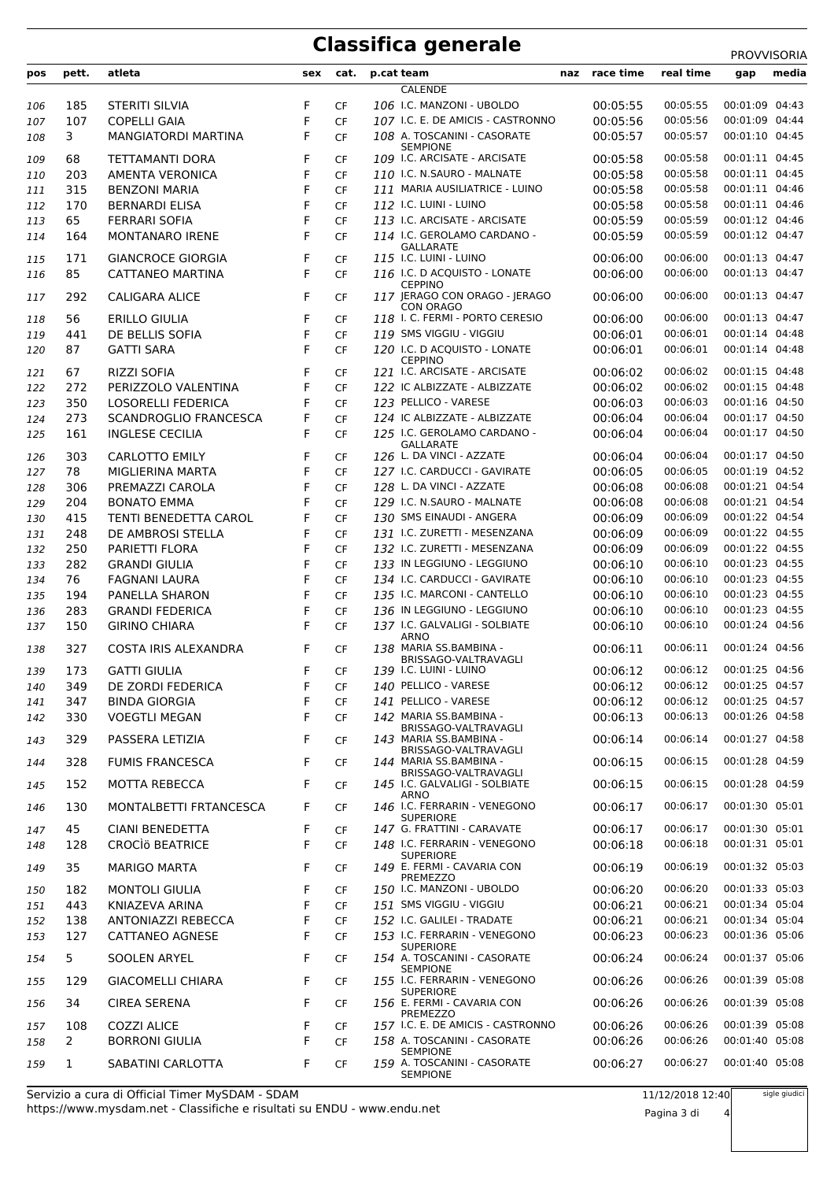# Classifica generale

PROVVISORIA

| pos | pett. | atleta | sex | cat. | p.cat | team | naz | race time | real time | gap | media |
|---|---|---|---|---|---|---|---|---|---|---|---|
| | | | | | | CALENDE | | | | | |
| 106 | 185 | STERITI SILVIA | F | CF | 106 | I.C. MANZONI - UBOLDO | | 00:05:55 | 00:05:55 | 00:01:09 | 04:43 |
| 107 | 107 | COPELLI GAIA | F | CF | 107 | I.C. E. DE AMICIS - CASTRONNO | | 00:05:56 | 00:05:56 | 00:01:09 | 04:44 |
| 108 | 3 | MANGIATORDI MARTINA | F | CF | 108 | A. TOSCANINI - CASORATE SEMPIONE | | 00:05:57 | 00:05:57 | 00:01:10 | 04:45 |
| 109 | 68 | TETTAMANTI DORA | F | CF | 109 | I.C. ARCISATE - ARCISATE | | 00:05:58 | 00:05:58 | 00:01:11 | 04:45 |
| 110 | 203 | AMENTA VERONICA | F | CF | 110 | I.C. N.SAURO - MALNATE | | 00:05:58 | 00:05:58 | 00:01:11 | 04:45 |
| 111 | 315 | BENZONI MARIA | F | CF | 111 | MARIA AUSILIATRICE - LUINO | | 00:05:58 | 00:05:58 | 00:01:11 | 04:46 |
| 112 | 170 | BERNARDI ELISA | F | CF | 112 | I.C. LUINI - LUINO | | 00:05:58 | 00:05:58 | 00:01:11 | 04:46 |
| 113 | 65 | FERRARI SOFIA | F | CF | 113 | I.C. ARCISATE - ARCISATE | | 00:05:59 | 00:05:59 | 00:01:12 | 04:46 |
| 114 | 164 | MONTANARO IRENE | F | CF | 114 | I.C. GEROLAMO CARDANO - GALLARATE | | 00:05:59 | 00:05:59 | 00:01:12 | 04:47 |
| 115 | 171 | GIANCROCE GIORGIA | F | CF | 115 | I.C. LUINI - LUINO | | 00:06:00 | 00:06:00 | 00:01:13 | 04:47 |
| 116 | 85 | CATTANEO MARTINA | F | CF | 116 | I.C. D ACQUISTO - LONATE CEPPINO | | 00:06:00 | 00:06:00 | 00:01:13 | 04:47 |
| 117 | 292 | CALIGARA ALICE | F | CF | 117 | JERAGO CON ORAGO - JERAGO CON ORAGO | | 00:06:00 | 00:06:00 | 00:01:13 | 04:47 |
| 118 | 56 | ERILLO GIULIA | F | CF | 118 | I. C. FERMI - PORTO CERESIO | | 00:06:00 | 00:06:00 | 00:01:13 | 04:47 |
| 119 | 441 | DE BELLIS SOFIA | F | CF | 119 | SMS VIGGIU - VIGGIU | | 00:06:01 | 00:06:01 | 00:01:14 | 04:48 |
| 120 | 87 | GATTI SARA | F | CF | 120 | I.C. D ACQUISTO - LONATE CEPPINO | | 00:06:01 | 00:06:01 | 00:01:14 | 04:48 |
| 121 | 67 | RIZZI SOFIA | F | CF | 121 | I.C. ARCISATE - ARCISATE | | 00:06:02 | 00:06:02 | 00:01:15 | 04:48 |
| 122 | 272 | PERIZZOLO VALENTINA | F | CF | 122 | IC ALBIZZATE - ALBIZZATE | | 00:06:02 | 00:06:02 | 00:01:15 | 04:48 |
| 123 | 350 | LOSORELLI FEDERICA | F | CF | 123 | PELLICO - VARESE | | 00:06:03 | 00:06:03 | 00:01:16 | 04:50 |
| 124 | 273 | SCANDROGLIO FRANCESCA | F | CF | 124 | IC ALBIZZATE - ALBIZZATE | | 00:06:04 | 00:06:04 | 00:01:17 | 04:50 |
| 125 | 161 | INGLESE CECILIA | F | CF | 125 | I.C. GEROLAMO CARDANO - GALLARATE | | 00:06:04 | 00:06:04 | 00:01:17 | 04:50 |
| 126 | 303 | CARLOTTO EMILY | F | CF | 126 | L. DA VINCI - AZZATE | | 00:06:04 | 00:06:04 | 00:01:17 | 04:50 |
| 127 | 78 | MIGLIERINA MARTA | F | CF | 127 | I.C. CARDUCCI - GAVIRATE | | 00:06:05 | 00:06:05 | 00:01:19 | 04:52 |
| 128 | 306 | PREMAZZI CAROLA | F | CF | 128 | L. DA VINCI - AZZATE | | 00:06:08 | 00:06:08 | 00:01:21 | 04:54 |
| 129 | 204 | BONATO EMMA | F | CF | 129 | I.C. N.SAURO - MALNATE | | 00:06:08 | 00:06:08 | 00:01:21 | 04:54 |
| 130 | 415 | TENTI BENEDETTA CAROL | F | CF | 130 | SMS EINAUDI - ANGERA | | 00:06:09 | 00:06:09 | 00:01:22 | 04:54 |
| 131 | 248 | DE AMBROSI STELLA | F | CF | 131 | I.C. ZURETTI - MESENZANA | | 00:06:09 | 00:06:09 | 00:01:22 | 04:55 |
| 132 | 250 | PARIETTI FLORA | F | CF | 132 | I.C. ZURETTI - MESENZANA | | 00:06:09 | 00:06:09 | 00:01:22 | 04:55 |
| 133 | 282 | GRANDI GIULIA | F | CF | 133 | IN LEGGIUNO - LEGGIUNO | | 00:06:10 | 00:06:10 | 00:01:23 | 04:55 |
| 134 | 76 | FAGNANI LAURA | F | CF | 134 | I.C. CARDUCCI - GAVIRATE | | 00:06:10 | 00:06:10 | 00:01:23 | 04:55 |
| 135 | 194 | PANELLA SHARON | F | CF | 135 | I.C. MARCONI - CANTELLO | | 00:06:10 | 00:06:10 | 00:01:23 | 04:55 |
| 136 | 283 | GRANDI FEDERICA | F | CF | 136 | IN LEGGIUNO - LEGGIUNO | | 00:06:10 | 00:06:10 | 00:01:23 | 04:55 |
| 137 | 150 | GIRINO CHIARA | F | CF | 137 | I.C. GALVALIGI - SOLBIATE ARNO | | 00:06:10 | 00:06:10 | 00:01:24 | 04:56 |
| 138 | 327 | COSTA IRIS ALEXANDRA | F | CF | 138 | MARIA SS.BAMBINA - BRISSAGO-VALTRAVAGLI | | 00:06:11 | 00:06:11 | 00:01:24 | 04:56 |
| 139 | 173 | GATTI GIULIA | F | CF | 139 | I.C. LUINI - LUINO | | 00:06:12 | 00:06:12 | 00:01:25 | 04:56 |
| 140 | 349 | DE ZORDI FEDERICA | F | CF | 140 | PELLICO - VARESE | | 00:06:12 | 00:06:12 | 00:01:25 | 04:57 |
| 141 | 347 | BINDA GIORGIA | F | CF | 141 | PELLICO - VARESE | | 00:06:12 | 00:06:12 | 00:01:25 | 04:57 |
| 142 | 330 | VOEGTLI MEGAN | F | CF | 142 | MARIA SS.BAMBINA - BRISSAGO-VALTRAVAGLI | | 00:06:13 | 00:06:13 | 00:01:26 | 04:58 |
| 143 | 329 | PASSERA LETIZIA | F | CF | 143 | MARIA SS.BAMBINA - BRISSAGO-VALTRAVAGLI | | 00:06:14 | 00:06:14 | 00:01:27 | 04:58 |
| 144 | 328 | FUMIS FRANCESCA | F | CF | 144 | MARIA SS.BAMBINA - BRISSAGO-VALTRAVAGLI | | 00:06:15 | 00:06:15 | 00:01:28 | 04:59 |
| 145 | 152 | MOTTA REBECCA | F | CF | 145 | I.C. GALVALIGI - SOLBIATE ARNO | | 00:06:15 | 00:06:15 | 00:01:28 | 04:59 |
| 146 | 130 | MONTALBETTI FRTANCESCA | F | CF | 146 | I.C. FERRARIN - VENEGONO SUPERIORE | | 00:06:17 | 00:06:17 | 00:01:30 | 05:01 |
| 147 | 45 | CIANI BENEDETTA | F | CF | 147 | G. FRATTINI - CARAVATE | | 00:06:17 | 00:06:17 | 00:01:30 | 05:01 |
| 148 | 128 | CROCÌö BEATRICE | F | CF | 148 | I.C. FERRARIN - VENEGONO SUPERIORE | | 00:06:18 | 00:06:18 | 00:01:31 | 05:01 |
| 149 | 35 | MARIGO MARTA | F | CF | 149 | E. FERMI - CAVARIA CON PREMEZZO | | 00:06:19 | 00:06:19 | 00:01:32 | 05:03 |
| 150 | 182 | MONTOLI GIULIA | F | CF | 150 | I.C. MANZONI - UBOLDO | | 00:06:20 | 00:06:20 | 00:01:33 | 05:03 |
| 151 | 443 | KNIAZEVA ARINA | F | CF | 151 | SMS VIGGIU - VIGGIU | | 00:06:21 | 00:06:21 | 00:01:34 | 05:04 |
| 152 | 138 | ANTONIAZZI REBECCA | F | CF | 152 | I.C. GALILEI - TRADATE | | 00:06:21 | 00:06:21 | 00:01:34 | 05:04 |
| 153 | 127 | CATTANEO AGNESE | F | CF | 153 | I.C. FERRARIN - VENEGONO SUPERIORE | | 00:06:23 | 00:06:23 | 00:01:36 | 05:06 |
| 154 | 5 | SOOLEN ARYEL | F | CF | 154 | A. TOSCANINI - CASORATE SEMPIONE | | 00:06:24 | 00:06:24 | 00:01:37 | 05:06 |
| 155 | 129 | GIACOMELLI CHIARA | F | CF | 155 | I.C. FERRARIN - VENEGONO SUPERIORE | | 00:06:26 | 00:06:26 | 00:01:39 | 05:08 |
| 156 | 34 | CIREA SERENA | F | CF | 156 | E. FERMI - CAVARIA CON PREMEZZO | | 00:06:26 | 00:06:26 | 00:01:39 | 05:08 |
| 157 | 108 | COZZI ALICE | F | CF | 157 | I.C. E. DE AMICIS - CASTRONNO | | 00:06:26 | 00:06:26 | 00:01:39 | 05:08 |
| 158 | 2 | BORRONI GIULIA | F | CF | 158 | A. TOSCANINI - CASORATE SEMPIONE | | 00:06:26 | 00:06:26 | 00:01:40 | 05:08 |
| 159 | 1 | SABATINI CARLOTTA | F | CF | 159 | A. TOSCANINI - CASORATE SEMPIONE | | 00:06:27 | 00:06:27 | 00:01:40 | 05:08 |

Servizio a cura di Official Timer MySDAM - SDAM
https://www.mysdam.net - Classifiche e risultati su ENDU - www.endu.net

11/12/2018 12:40

sigle giudici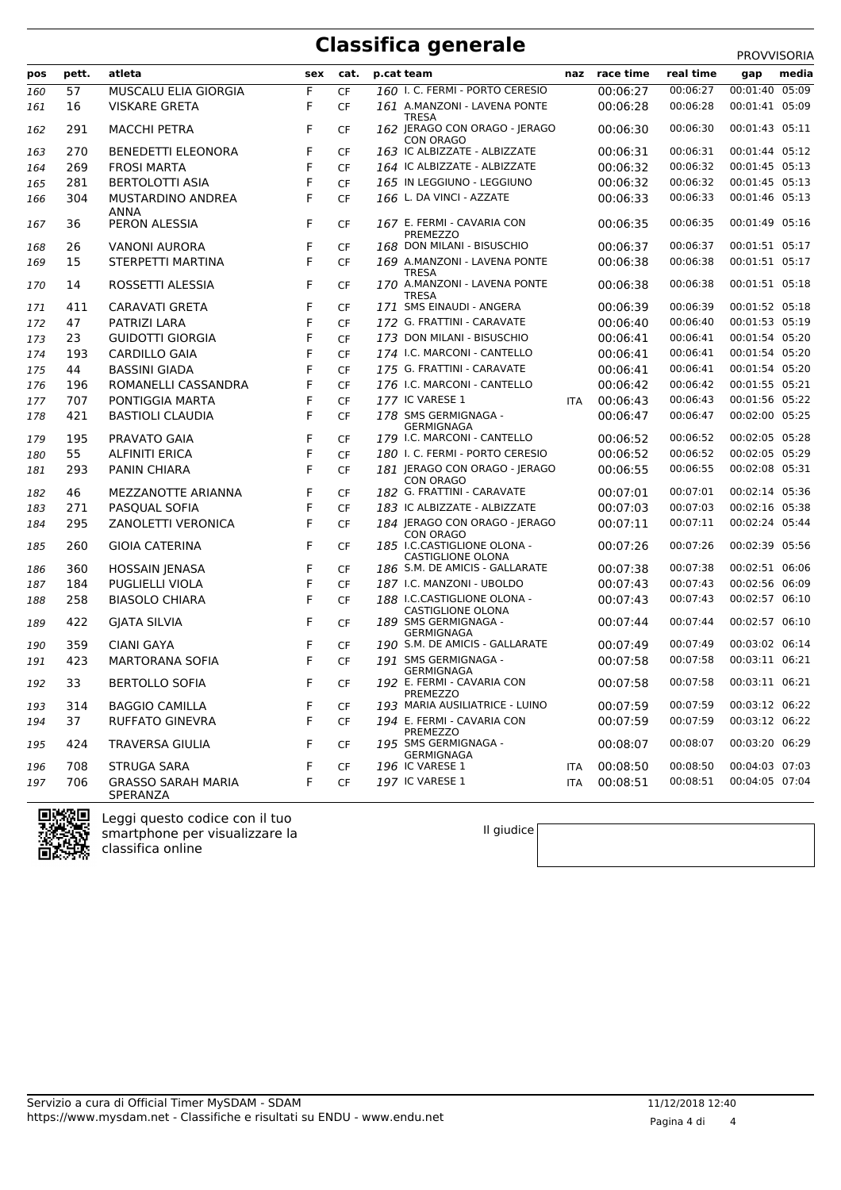# Classifica generale

PROVVISORIA

| pos | pett. | atleta | sex | cat. | p.cat team | naz | race time | real time | gap | media |
|---|---|---|---|---|---|---|---|---|---|---|
| 160 | 57 | MUSCALU ELIA GIORGIA | F | CF | 160 I. C. FERMI - PORTO CERESIO | | 00:06:27 | 00:06:27 | 00:01:40 | 05:09 |
| 161 | 16 | VISKARE GRETA | F | CF | 161 A.MANZONI - LAVENA PONTE TRESA | | 00:06:28 | 00:06:28 | 00:01:41 | 05:09 |
| 162 | 291 | MACCHI PETRA | F | CF | 162 JERAGO CON ORAGO - JERAGO CON ORAGO | | 00:06:30 | 00:06:30 | 00:01:43 | 05:11 |
| 163 | 270 | BENEDETTI ELEONORA | F | CF | 163 IC ALBIZZATE - ALBIZZATE | | 00:06:31 | 00:06:31 | 00:01:44 | 05:12 |
| 164 | 269 | FROSI MARTA | F | CF | 164 IC ALBIZZATE - ALBIZZATE | | 00:06:32 | 00:06:32 | 00:01:45 | 05:13 |
| 165 | 281 | BERTOLOTTI ASIA | F | CF | 165 IN LEGGIUNO - LEGGIUNO | | 00:06:32 | 00:06:32 | 00:01:45 | 05:13 |
| 166 | 304 | MUSTARDINO ANDREA ANNA | F | CF | 166 L. DA VINCI - AZZATE | | 00:06:33 | 00:06:33 | 00:01:46 | 05:13 |
| 167 | 36 | PERON ALESSIA | F | CF | 167 E. FERMI - CAVARIA CON PREMEZZO | | 00:06:35 | 00:06:35 | 00:01:49 | 05:16 |
| 168 | 26 | VANONI AURORA | F | CF | 168 DON MILANI - BISUSCHIO | | 00:06:37 | 00:06:37 | 00:01:51 | 05:17 |
| 169 | 15 | STERPETTI MARTINA | F | CF | 169 A.MANZONI - LAVENA PONTE TRESA | | 00:06:38 | 00:06:38 | 00:01:51 | 05:17 |
| 170 | 14 | ROSSETTI ALESSIA | F | CF | 170 A.MANZONI - LAVENA PONTE TRESA | | 00:06:38 | 00:06:38 | 00:01:51 | 05:18 |
| 171 | 411 | CARAVATI GRETA | F | CF | 171 SMS EINAUDI - ANGERA | | 00:06:39 | 00:06:39 | 00:01:52 | 05:18 |
| 172 | 47 | PATRIZI LARA | F | CF | 172 G. FRATTINI - CARAVATE | | 00:06:40 | 00:06:40 | 00:01:53 | 05:19 |
| 173 | 23 | GUIDOTTI GIORGIA | F | CF | 173 DON MILANI - BISUSCHIO | | 00:06:41 | 00:06:41 | 00:01:54 | 05:20 |
| 174 | 193 | CARDILLO GAIA | F | CF | 174 I.C. MARCONI - CANTELLO | | 00:06:41 | 00:06:41 | 00:01:54 | 05:20 |
| 175 | 44 | BASSINI GIADA | F | CF | 175 G. FRATTINI - CARAVATE | | 00:06:41 | 00:06:41 | 00:01:54 | 05:20 |
| 176 | 196 | ROMANELLI CASSANDRA | F | CF | 176 I.C. MARCONI - CANTELLO | | 00:06:42 | 00:06:42 | 00:01:55 | 05:21 |
| 177 | 707 | PONTIGGIA MARTA | F | CF | 177 IC VARESE 1 | ITA | 00:06:43 | 00:06:43 | 00:01:56 | 05:22 |
| 178 | 421 | BASTIOLI CLAUDIA | F | CF | 178 SMS GERMIGNAGA - GERMIGNAGA | | 00:06:47 | 00:06:47 | 00:02:00 | 05:25 |
| 179 | 195 | PRAVATO GAIA | F | CF | 179 I.C. MARCONI - CANTELLO | | 00:06:52 | 00:06:52 | 00:02:05 | 05:28 |
| 180 | 55 | ALFINITI ERICA | F | CF | 180 I. C. FERMI - PORTO CERESIO | | 00:06:52 | 00:06:52 | 00:02:05 | 05:29 |
| 181 | 293 | PANIN CHIARA | F | CF | 181 JERAGO CON ORAGO - JERAGO CON ORAGO | | 00:06:55 | 00:06:55 | 00:02:08 | 05:31 |
| 182 | 46 | MEZZANOTTE ARIANNA | F | CF | 182 G. FRATTINI - CARAVATE | | 00:07:01 | 00:07:01 | 00:02:14 | 05:36 |
| 183 | 271 | PASQUAL SOFIA | F | CF | 183 IC ALBIZZATE - ALBIZZATE | | 00:07:03 | 00:07:03 | 00:02:16 | 05:38 |
| 184 | 295 | ZANOLETTI VERONICA | F | CF | 184 JERAGO CON ORAGO - JERAGO CON ORAGO | | 00:07:11 | 00:07:11 | 00:02:24 | 05:44 |
| 185 | 260 | GIOIA CATERINA | F | CF | 185 I.C.CASTIGLIONE OLONA - CASTIGLIONE OLONA | | 00:07:26 | 00:07:26 | 00:02:39 | 05:56 |
| 186 | 360 | HOSSAIN JENASA | F | CF | 186 S.M. DE AMICIS - GALLARATE | | 00:07:38 | 00:07:38 | 00:02:51 | 06:06 |
| 187 | 184 | PUGLIELLI VIOLA | F | CF | 187 I.C. MANZONI - UBOLDO | | 00:07:43 | 00:07:43 | 00:02:56 | 06:09 |
| 188 | 258 | BIASOLO CHIARA | F | CF | 188 I.C.CASTIGLIONE OLONA - CASTIGLIONE OLONA | | 00:07:43 | 00:07:43 | 00:02:57 | 06:10 |
| 189 | 422 | GJATA SILVIA | F | CF | 189 SMS GERMIGNAGA - GERMIGNAGA | | 00:07:44 | 00:07:44 | 00:02:57 | 06:10 |
| 190 | 359 | CIANI GAYA | F | CF | 190 S.M. DE AMICIS - GALLARATE | | 00:07:49 | 00:07:49 | 00:03:02 | 06:14 |
| 191 | 423 | MARTORANA SOFIA | F | CF | 191 SMS GERMIGNAGA - GERMIGNAGA | | 00:07:58 | 00:07:58 | 00:03:11 | 06:21 |
| 192 | 33 | BERTOLLO SOFIA | F | CF | 192 E. FERMI - CAVARIA CON PREMEZZO | | 00:07:58 | 00:07:58 | 00:03:11 | 06:21 |
| 193 | 314 | BAGGIO CAMILLA | F | CF | 193 MARIA AUSILIATRICE - LUINO | | 00:07:59 | 00:07:59 | 00:03:12 | 06:22 |
| 194 | 37 | RUFFATO GINEVRA | F | CF | 194 E. FERMI - CAVARIA CON PREMEZZO | | 00:07:59 | 00:07:59 | 00:03:12 | 06:22 |
| 195 | 424 | TRAVERSA GIULIA | F | CF | 195 SMS GERMIGNAGA - GERMIGNAGA | | 00:08:07 | 00:08:07 | 00:03:20 | 06:29 |
| 196 | 708 | STRUGA SARA | F | CF | 196 IC VARESE 1 | ITA | 00:08:50 | 00:08:50 | 00:04:03 | 07:03 |
| 197 | 706 | GRASSO SARAH MARIA SPERANZA | F | CF | 197 IC VARESE 1 | ITA | 00:08:51 | 00:08:51 | 00:04:05 | 07:04 |

Leggi questo codice con il tuo smartphone per visualizzare la classifica online

Il giudice

Servizio a cura di Official Timer MySDAM - SDAM
https://www.mysdam.net - Classifiche e risultati su ENDU - www.endu.net

11/12/2018 12:40